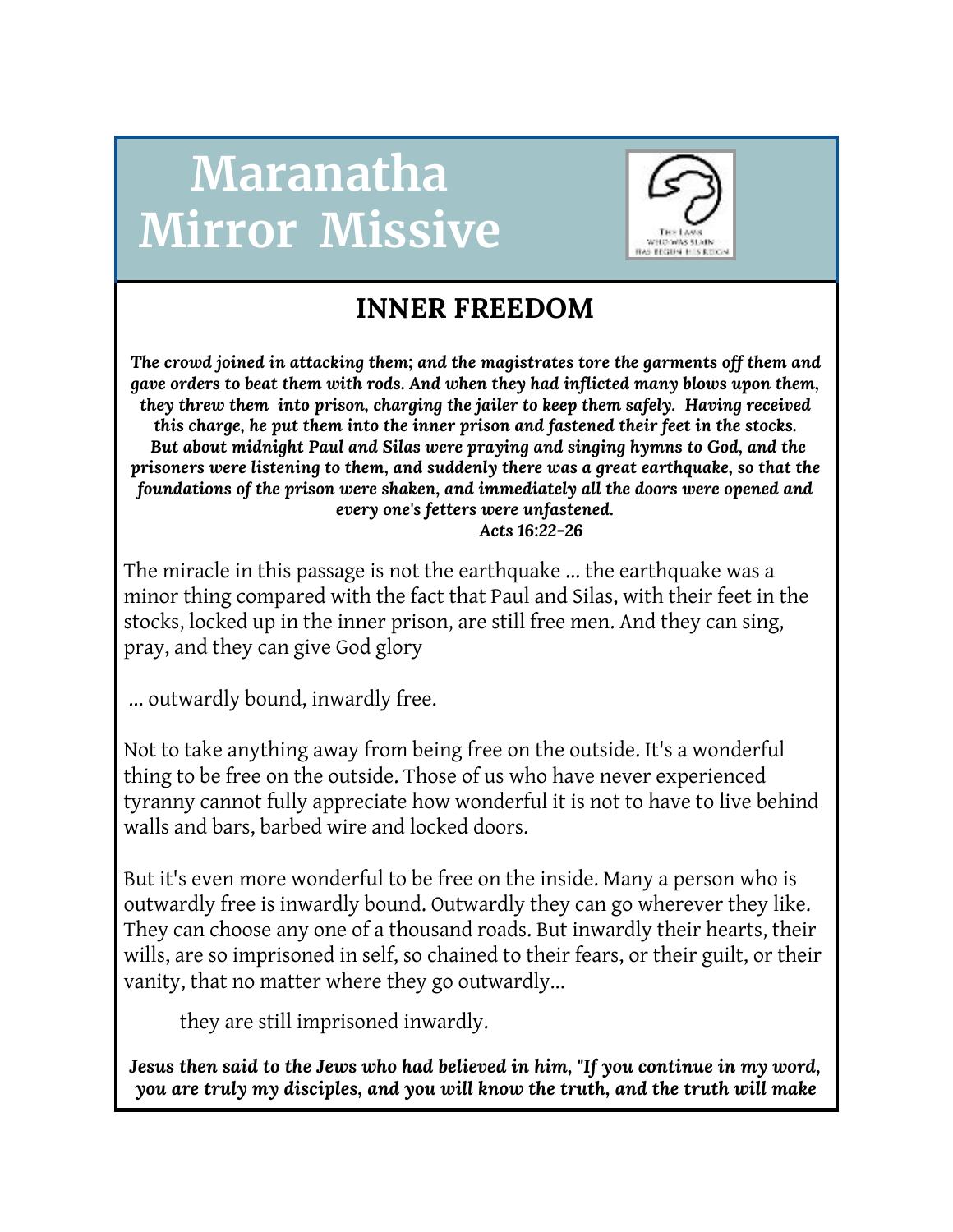# Maranatha Mirror Missive

## INNER FREEDOM

***The crowd joined in attacking them; and the magistrates tore the garments off them and gave orders to beat them with rods. And when they had inflicted many blows upon them, they threw them into prison, charging the jailer to keep them safely. Having received this charge, he put them into the inner prison and fastened their feet in the stocks. But about midnight Paul and Silas were praying and singing hymns to God, and the prisoners were listening to them, and suddenly there was a great earthquake, so that the foundations of the prison were shaken, and immediately all the doors were opened and every one's fetters were unfastened.***
**Acts 16:22-26**

The miracle in this passage is not the earthquake ... the earthquake was a minor thing compared with the fact that Paul and Silas, with their feet in the stocks, locked up in the inner prison, are still free men. And they can sing, pray, and they can give God glory

... outwardly bound, inwardly free.

Not to take anything away from being free on the outside. It's a wonderful thing to be free on the outside. Those of us who have never experienced tyranny cannot fully appreciate how wonderful it is not to have to live behind walls and bars, barbed wire and locked doors.

But it's even more wonderful to be free on the inside. Many a person who is outwardly free is inwardly bound. Outwardly they can go wherever they like. They can choose any one of a thousand roads. But inwardly their hearts, their wills, are so imprisoned in self, so chained to their fears, or their guilt, or their vanity, that no matter where they go outwardly...

they are still imprisoned inwardly.

***Jesus then said to the Jews who had believed in him, "If you continue in my word, you are truly my disciples, and you will know the truth, and the truth will make***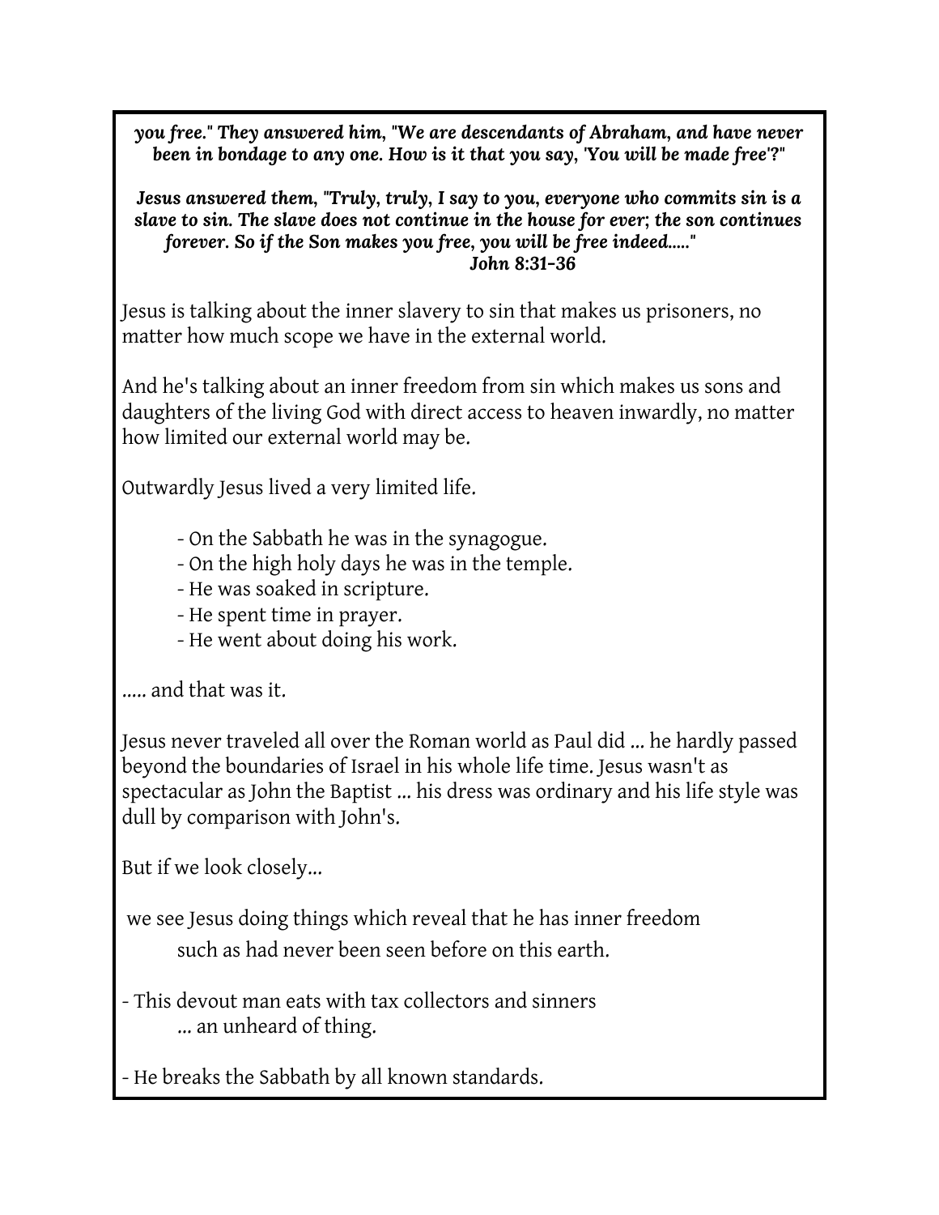***you free." They answered him, "We are descendants of Abraham, and have never been in bondage to any one. How is it that you say, 'You will be made free'?"***

***Jesus answered them, "Truly, truly, I say to you, everyone who commits sin is a slave to sin. The slave does not continue in the house for ever; the son continues forever. So if the Son makes you free, you will be free indeed....."***
**John 8:31-36**

Jesus is talking about the inner slavery to sin that makes us prisoners, no matter how much scope we have in the external world.

And he's talking about an inner freedom from sin which makes us sons and daughters of the living God with direct access to heaven inwardly, no matter how limited our external world may be.

Outwardly Jesus lived a very limited life.

- On the Sabbath he was in the synagogue.
- On the high holy days he was in the temple.
- He was soaked in scripture.
- He spent time in prayer.
- He went about doing his work.

..... and that was it.

Jesus never traveled all over the Roman world as Paul did ... he hardly passed beyond the boundaries of Israel in his whole life time. Jesus wasn't as spectacular as John the Baptist ... his dress was ordinary and his life style was dull by comparison with John's.

But if we look closely...

we see Jesus doing things which reveal that he has inner freedom such as had never been seen before on this earth.

- This devout man eats with tax collectors and sinners ... an unheard of thing.

- He breaks the Sabbath by all known standards.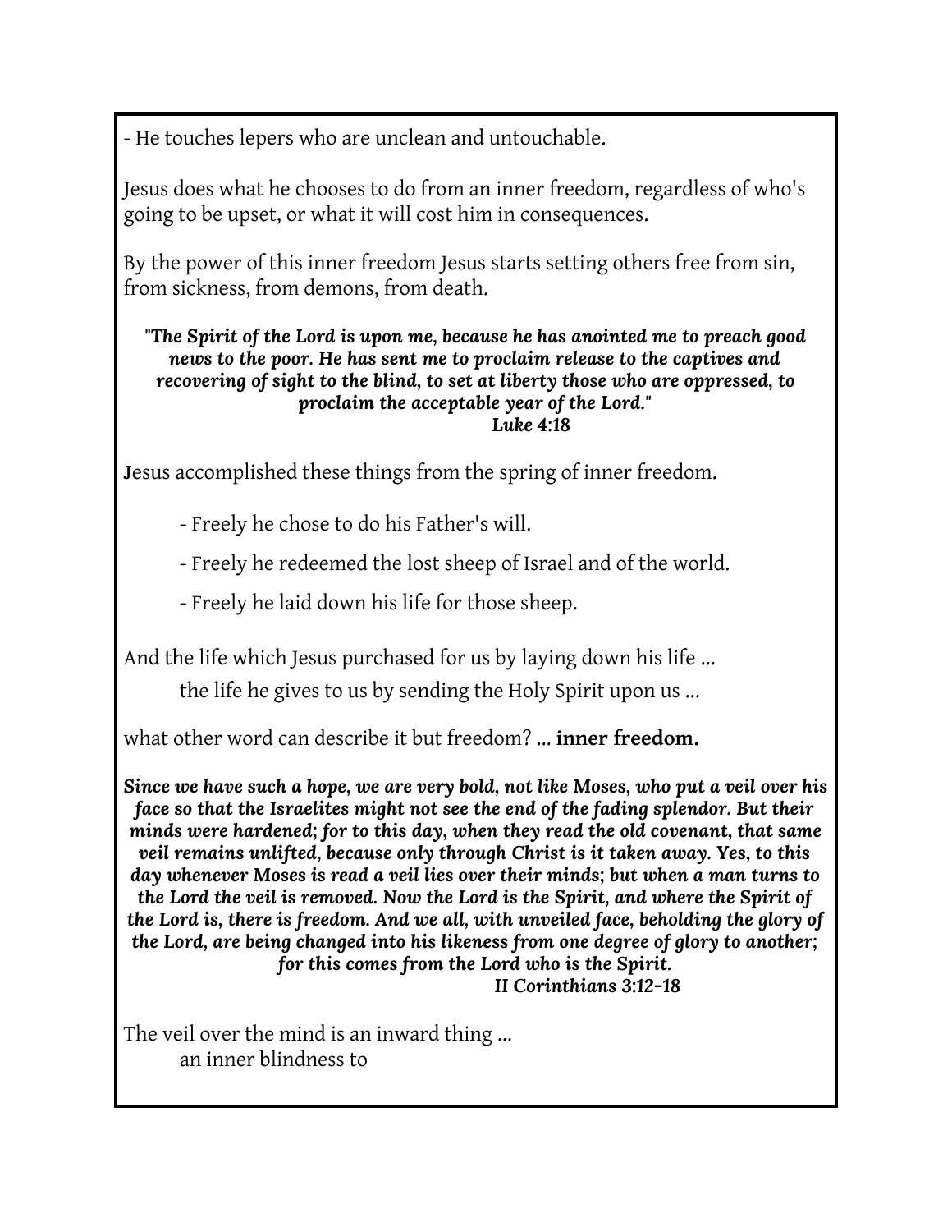- He touches lepers who are unclean and untouchable.

Jesus does what he chooses to do from an inner freedom, regardless of who's going to be upset, or what it will cost him in consequences.

By the power of this inner freedom Jesus starts setting others free from sin, from sickness, from demons, from death.

***"The Spirit of the Lord is upon me, because he has anointed me to preach good news to the poor. He has sent me to proclaim release to the captives and recovering of sight to the blind, to set at liberty those who are oppressed, to proclaim the acceptable year of the Lord."***
***Luke 4:18***

**J**esus accomplished these things from the spring of inner freedom.

- Freely he chose to do his Father's will.
- Freely he redeemed the lost sheep of Israel and of the world.
- Freely he laid down his life for those sheep.

And the life which Jesus purchased for us by laying down his life ...

the life he gives to us by sending the Holy Spirit upon us ...

what other word can describe it but freedom? ... **inner freedom.**

***Since we have such a hope, we are very bold, not like Moses, who put a veil over his face so that the Israelites might not see the end of the fading splendor. But their minds were hardened; for to this day, when they read the old covenant, that same veil remains unlifted, because only through Christ is it taken away. Yes, to this day whenever Moses is read a veil lies over their minds; but when a man turns to the Lord the veil is removed. Now the Lord is the Spirit, and where the Spirit of the Lord is, there is freedom. And we all, with unveiled face, beholding the glory of the Lord, are being changed into his likeness from one degree of glory to another; for this comes from the Lord who is the Spirit.***
***II Corinthians 3:12-18***

The veil over the mind is an inward thing ...

an inner blindness to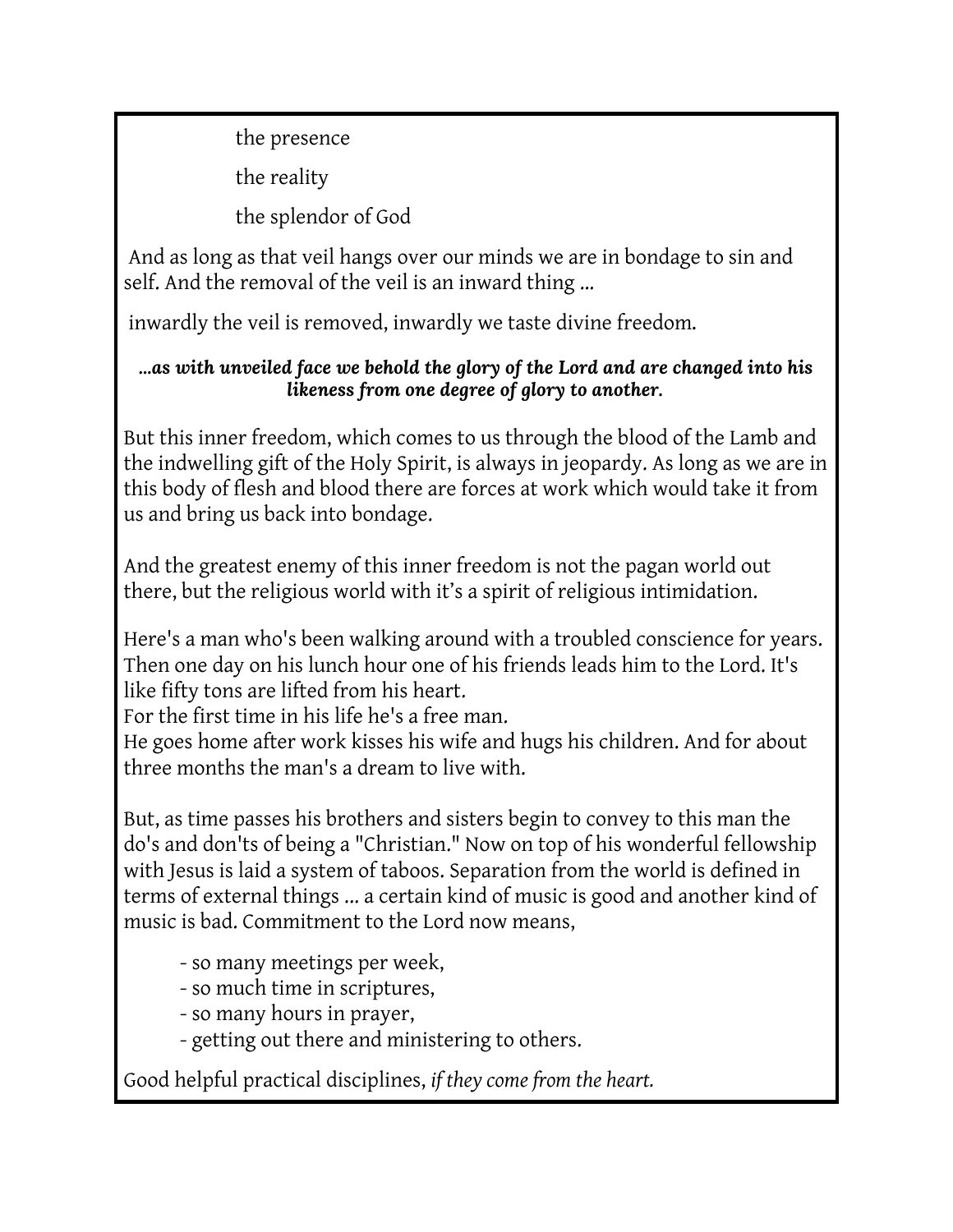the presence

the reality

the splendor of God

And as long as that veil hangs over our minds we are in bondage to sin and self. And the removal of the veil is an inward thing ...

inwardly the veil is removed, inwardly we taste divine freedom.

***...as with unveiled face we behold the glory of the Lord and are changed into his likeness from one degree of glory to another.***

But this inner freedom, which comes to us through the blood of the Lamb and the indwelling gift of the Holy Spirit, is always in jeopardy. As long as we are in this body of flesh and blood there are forces at work which would take it from us and bring us back into bondage.

And the greatest enemy of this inner freedom is not the pagan world out there, but the religious world with it's a spirit of religious intimidation.

Here's a man who's been walking around with a troubled conscience for years. Then one day on his lunch hour one of his friends leads him to the Lord. It's like fifty tons are lifted from his heart.
For the first time in his life he's a free man.
He goes home after work kisses his wife and hugs his children. And for about three months the man's a dream to live with.

But, as time passes his brothers and sisters begin to convey to this man the do's and don'ts of being a "Christian." Now on top of his wonderful fellowship with Jesus is laid a system of taboos. Separation from the world is defined in terms of external things ... a certain kind of music is good and another kind of music is bad. Commitment to the Lord now means,

- so many meetings per week,
- so much time in scriptures,
- so many hours in prayer,
- getting out there and ministering to others.

Good helpful practical disciplines, *if they come from the heart.*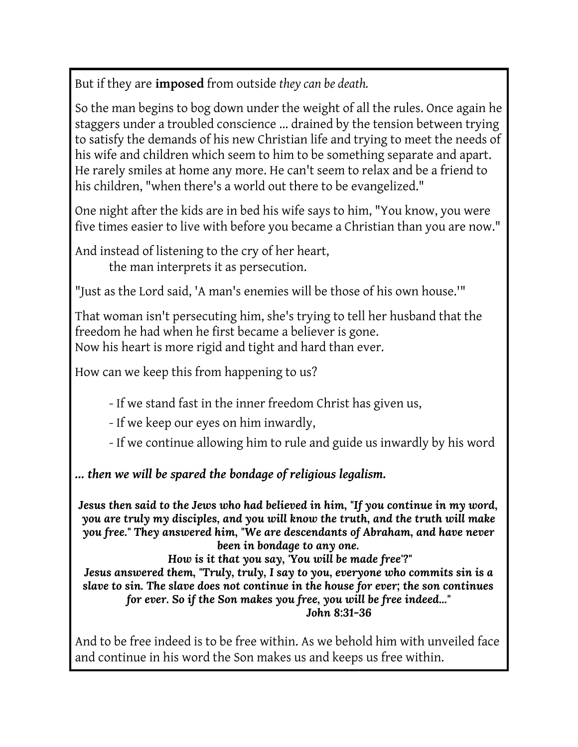But if they are **imposed** from outside *they can be death.*

So the man begins to bog down under the weight of all the rules. Once again he staggers under a troubled conscience ... drained by the tension between trying to satisfy the demands of his new Christian life and trying to meet the needs of his wife and children which seem to him to be something separate and apart. He rarely smiles at home any more. He can't seem to relax and be a friend to his children, "when there's a world out there to be evangelized."

One night after the kids are in bed his wife says to him, "You know, you were five times easier to live with before you became a Christian than you are now."

And instead of listening to the cry of her heart,
the man interprets it as persecution.

"Just as the Lord said, 'A man's enemies will be those of his own house.'"

That woman isn't persecuting him, she's trying to tell her husband that the freedom he had when he first became a believer is gone.
Now his heart is more rigid and tight and hard than ever.

How can we keep this from happening to us?

- If we stand fast in the inner freedom Christ has given us,
- If we keep our eyes on him inwardly,
- If we continue allowing him to rule and guide us inwardly by his word

***... then we will be spared the bondage of religious legalism.***

***Jesus then said to the Jews who had believed in him, "If you continue in my word, you are truly my disciples, and you will know the truth, and the truth will make you free." They answered him, "We are descendants of Abraham, and have never been in bondage to any one.***
***How is it that you say, 'You will be made free'?"***
***Jesus answered them, "Truly, truly, I say to you, everyone who commits sin is a slave to sin. The slave does not continue in the house for ever; the son continues for ever. So if the Son makes you free, you will be free indeed..."***
***John 8:31-36***

And to be free indeed is to be free within. As we behold him with unveiled face and continue in his word the Son makes us and keeps us free within.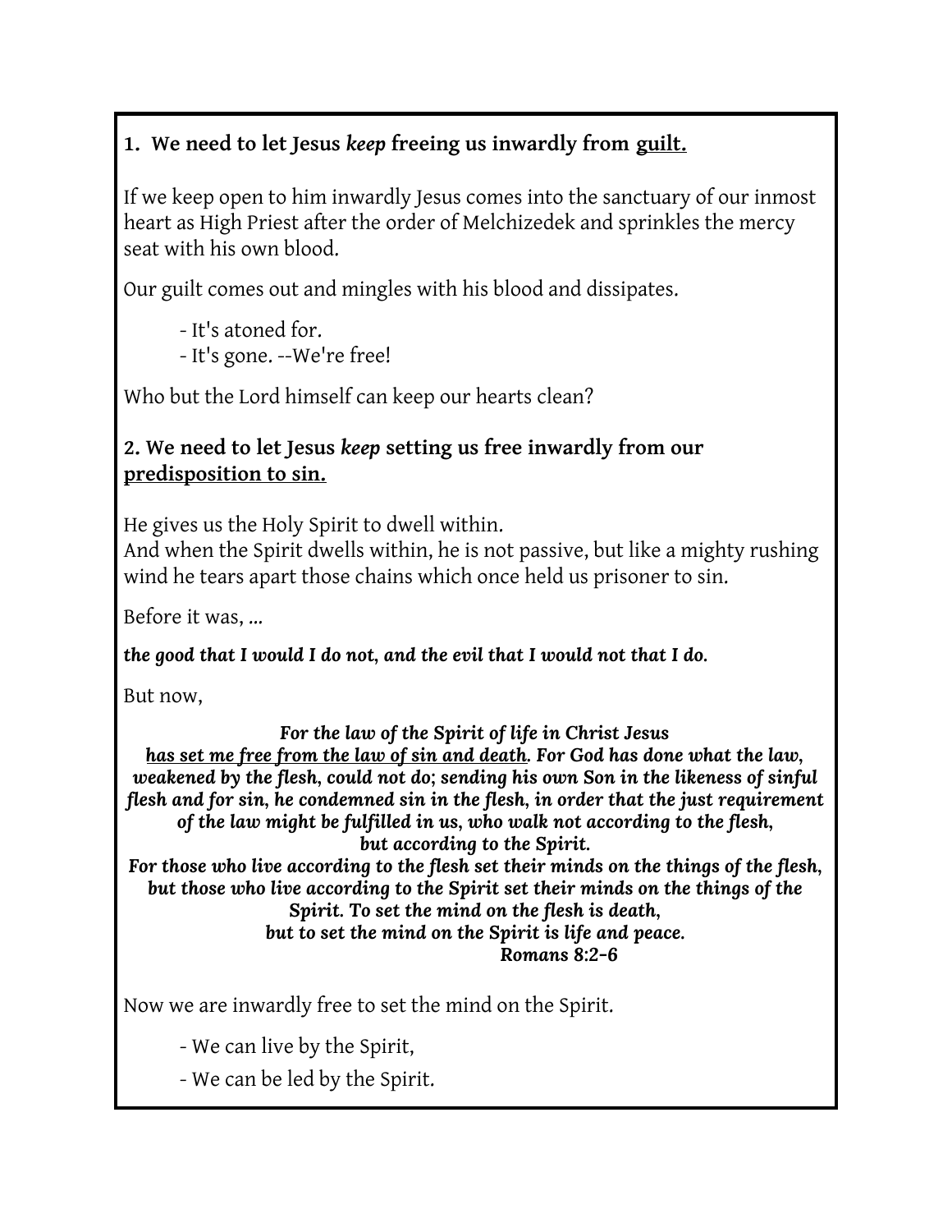**1. We need to let Jesus *keep* freeing us inwardly from <u>guilt.</u>**

If we keep open to him inwardly Jesus comes into the sanctuary of our inmost heart as High Priest after the order of Melchizedek and sprinkles the mercy seat with his own blood.

Our guilt comes out and mingles with his blood and dissipates.

- It's atoned for.
- It's gone. --We're free!

Who but the Lord himself can keep our hearts clean?

**2. We need to let Jesus *keep* setting us free inwardly from our <u>predisposition to sin.</u>**

He gives us the Holy Spirit to dwell within.
And when the Spirit dwells within, he is not passive, but like a mighty rushing wind he tears apart those chains which once held us prisoner to sin.

Before it was, ...

***the good that I would I do not, and the evil that I would not that I do.***

But now,

***For the law of the Spirit of life in Christ Jesus***
***<u>has set me free from the law of sin and death</u>. For God has done what the law, weakened by the flesh, could not do; sending his own Son in the likeness of sinful flesh and for sin, he condemned sin in the flesh, in order that the just requirement of the law might be fulfilled in us, who walk not according to the flesh, but according to the Spirit.***
***For those who live according to the flesh set their minds on the things of the flesh, but those who live according to the Spirit set their minds on the things of the Spirit. To set the mind on the flesh is death, but to set the mind on the Spirit is life and peace.***
***Romans 8:2-6***

Now we are inwardly free to set the mind on the Spirit.

- We can live by the Spirit,
- We can be led by the Spirit.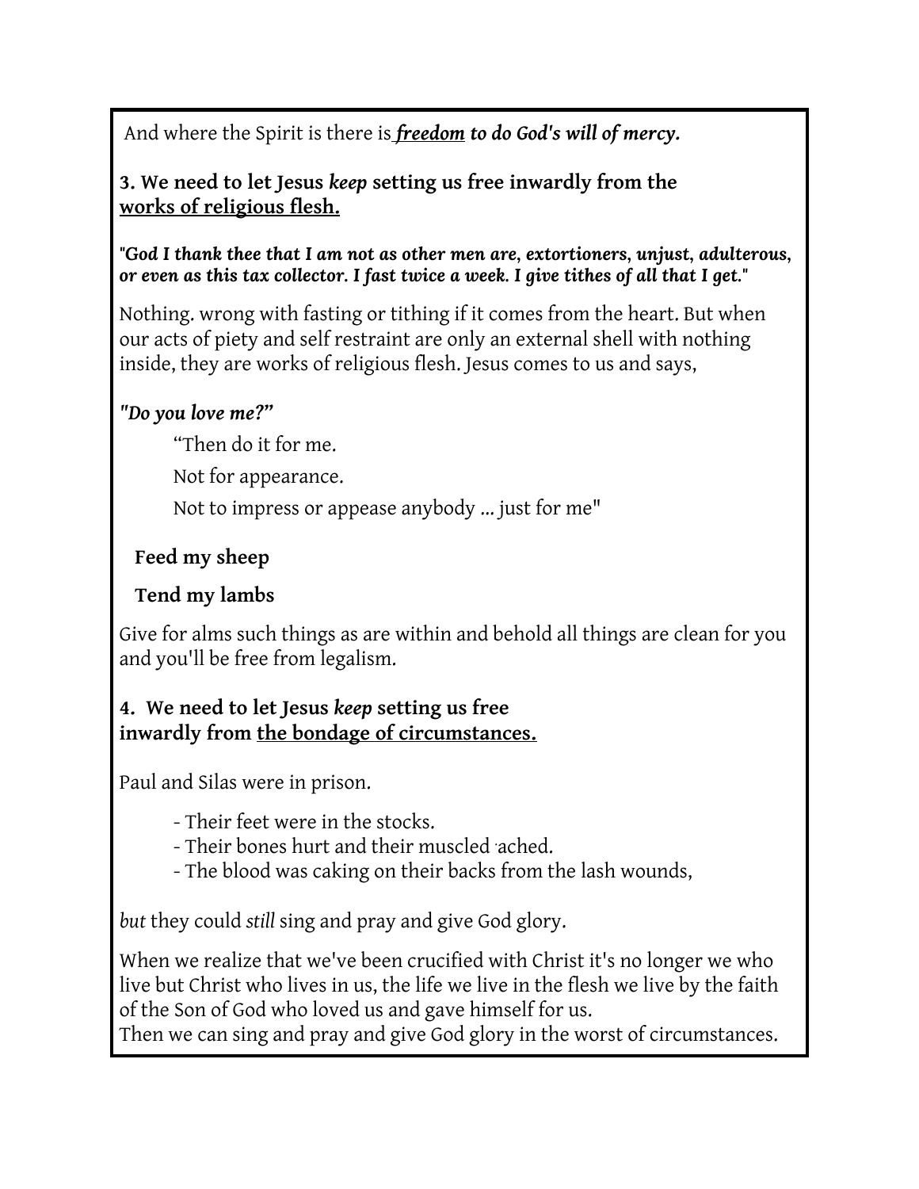And where the Spirit is there is ***freedom* to do God's will of mercy.**

**3. We need to let Jesus *keep* setting us free inwardly from the <u>works of religious flesh.</u>**

***"God I thank thee that I am not as other men are, extortioners, unjust, adulterous, or even as this tax collector. I fast twice a week. I give tithes of all that I get."***

Nothing. wrong with fasting or tithing if it comes from the heart. But when our acts of piety and self restraint are only an external shell with nothing inside, they are works of religious flesh. Jesus comes to us and says,

***"Do you love me?"***

> "Then do it for me.
>
> Not for appearance.
>
> Not to impress or appease anybody ... just for me"

**Feed my sheep**

**Tend my lambs**

Give for alms such things as are within and behold all things are clean for you and you'll be free from legalism.

**4. We need to let Jesus *keep* setting us free inwardly from <u>the bondage of circumstances.</u>**

Paul and Silas were in prison.

- Their feet were in the stocks.
- Their bones hurt and their muscled ached.
- The blood was caking on their backs from the lash wounds,

*but* they could *still* sing and pray and give God glory.

When we realize that we've been crucified with Christ it's no longer we who live but Christ who lives in us, the life we live in the flesh we live by the faith of the Son of God who loved us and gave himself for us.
Then we can sing and pray and give God glory in the worst of circumstances.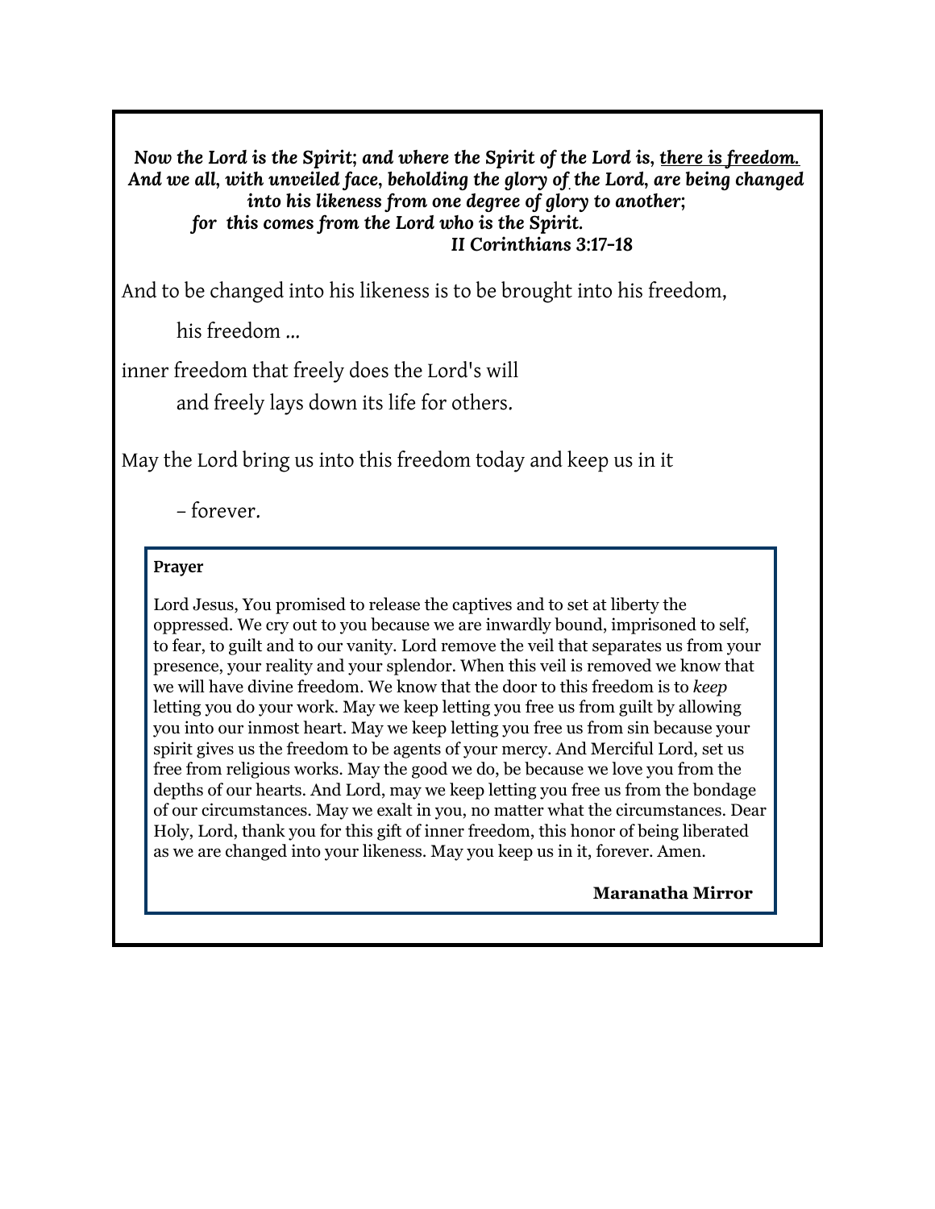***Now the Lord is the Spirit; and where the Spirit of the Lord is, <u>there is freedom.</u>***
***And we all, with unveiled face, beholding the glory of the Lord, are being changed into his likeness from one degree of glory to another;***
***for this comes from the Lord who is the Spirit.***
***II Corinthians 3:17-18***

And to be changed into his likeness is to be brought into his freedom,

his freedom ...

inner freedom that freely does the Lord's will

and freely lays down its life for others.

May the Lord bring us into this freedom today and keep us in it

– forever.

**Prayer**

Lord Jesus, You promised to release the captives and to set at liberty the oppressed. We cry out to you because we are inwardly bound, imprisoned to self, to fear, to guilt and to our vanity. Lord remove the veil that separates us from your presence, your reality and your splendor. When this veil is removed we know that we will have divine freedom. We know that the door to this freedom is to *keep* letting you do your work. May we keep letting you free us from guilt by allowing you into our inmost heart. May we keep letting you free us from sin because your spirit gives us the freedom to be agents of your mercy. And Merciful Lord, set us free from religious works. May the good we do, be because we love you from the depths of our hearts. And Lord, may we keep letting you free us from the bondage of our circumstances. May we exalt in you, no matter what the circumstances. Dear Holy, Lord, thank you for this gift of inner freedom, this honor of being liberated as we are changed into your likeness. May you keep us in it, forever. Amen.

**Maranatha Mirror**